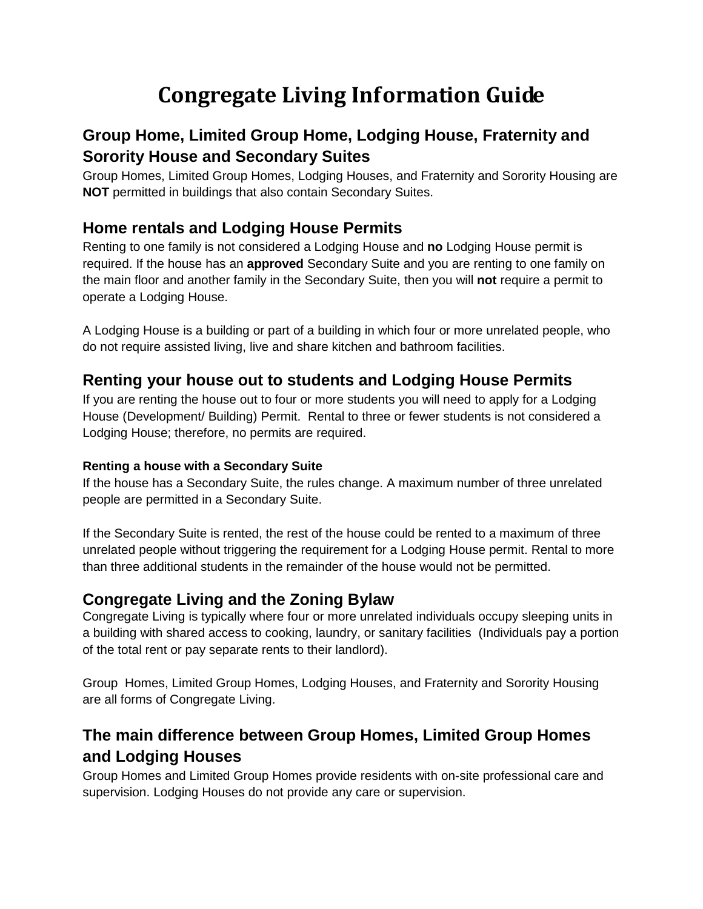# Congregate Living Information Guide

## Group Home, Limited Group Home, Lodging House, Fraternity and Sorority House and Secondary Suites

Group Homes, Limited Group Homes, Lodging Houses, and Fraternity and Sorority Housing are **NOT** permitted in buildings that also contain Secondary Suites.

## Home rentals and Lodging House Permits

Renting to one family is not considered a Lodging House and **no** Lodging House permit is required. If the house has an **approved** Secondary Suite and you are renting to one family on the main floor and another family in the Secondary Suite, then you will **not** require a permit to operate a Lodging House.

A Lodging House is a building or part of a building in which four or more unrelated people, who do not require assisted living, live and share kitchen and bathroom facilities.

## Renting your house out to students and Lodging House Permits

If you are renting the house out to four or more students you will need to apply for a Lodging House (Development/ Building) Permit. Rental to three or fewer students is not considered a Lodging House; therefore, no permits are required.

#### Renting a house with a Secondary Suite

If the house has a Secondary Suite, the rules change. A maximum number of three unrelated people are permitted in a Secondary Suite.

If the Secondary Suite is rented, the rest of the house could be rented to a maximum of three unrelated people without triggering the requirement for a Lodging House permit. Rental to more than three additional students in the remainder of the house would not be permitted.

## Congregate Living and the Zoning Bylaw

Congregate Living is typically where four or more unrelated individuals occupy sleeping units in a building with shared access to cooking, laundry, or sanitary facilities (Individuals pay a portion of the total rent or pay separate rents to their landlord).

Group Homes, Limited Group Homes, Lodging Houses, and Fraternity and Sorority Housing are all forms of Congregate Living.

## The main difference between Group Homes, Limited Group Homes and Lodging Houses

Group Homes and Limited Group Homes provide residents with on-site professional care and supervision. Lodging Houses do not provide any care or supervision.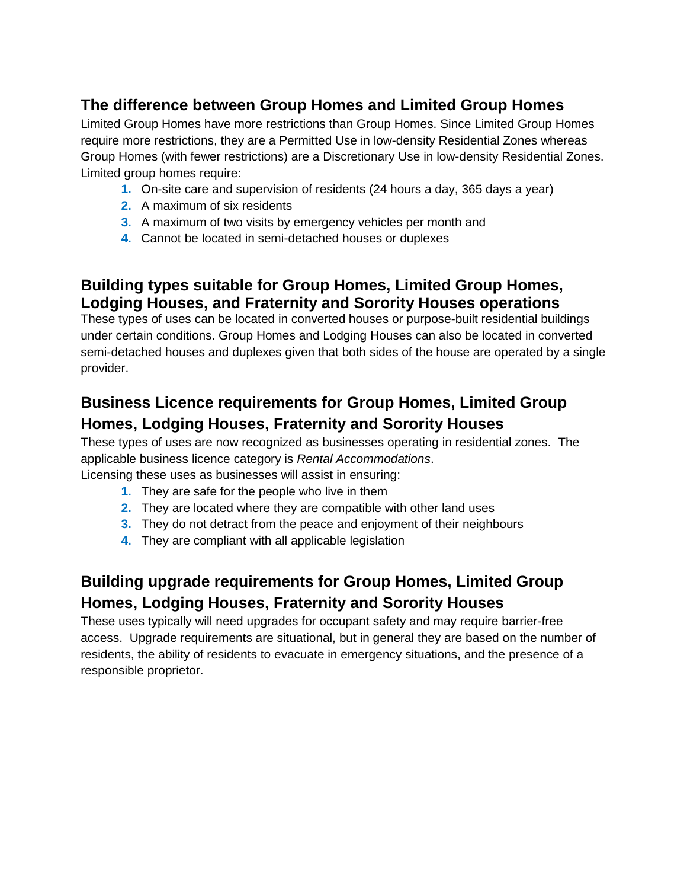## The difference between Group Homes and Limited Group Homes

Limited Group Homes have more restrictions than Group Homes. Since Limited Group Homes require more restrictions, they are a Permitted Use in low-density Residential Zones whereas Group Homes (with fewer restrictions) are a Discretionary Use in low-density Residential Zones. Limited group homes require:

1. On-site care and supervision of residents (24 hours a day, 365 days a year)
2. A maximum of six residents
3. A maximum of two visits by emergency vehicles per month and
4. Cannot be located in semi-detached houses or duplexes

## Building types suitable for Group Homes, Limited Group Homes, Lodging Houses, and Fraternity and Sorority Houses operations

These types of uses can be located in converted houses or purpose-built residential buildings under certain conditions. Group Homes and Lodging Houses can also be located in converted semi-detached houses and duplexes given that both sides of the house are operated by a single provider.

## Business Licence requirements for Group Homes, Limited Group Homes, Lodging Houses, Fraternity and Sorority Houses

These types of uses are now recognized as businesses operating in residential zones. The applicable business licence category is *Rental Accommodations*.

Licensing these uses as businesses will assist in ensuring:

1. They are safe for the people who live in them
2. They are located where they are compatible with other land uses
3. They do not detract from the peace and enjoyment of their neighbours
4. They are compliant with all applicable legislation

## Building upgrade requirements for Group Homes, Limited Group Homes, Lodging Houses, Fraternity and Sorority Houses

These uses typically will need upgrades for occupant safety and may require barrier-free access. Upgrade requirements are situational, but in general they are based on the number of residents, the ability of residents to evacuate in emergency situations, and the presence of a responsible proprietor.